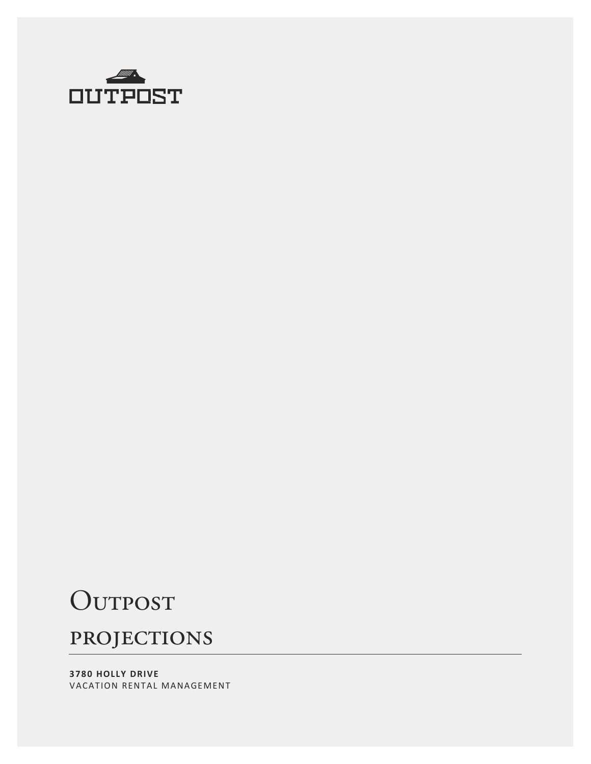OUTPOST

# Outpost

## projections

**3780 HOLLY DRIVE**

VACATION RENTAL MANAGEMENT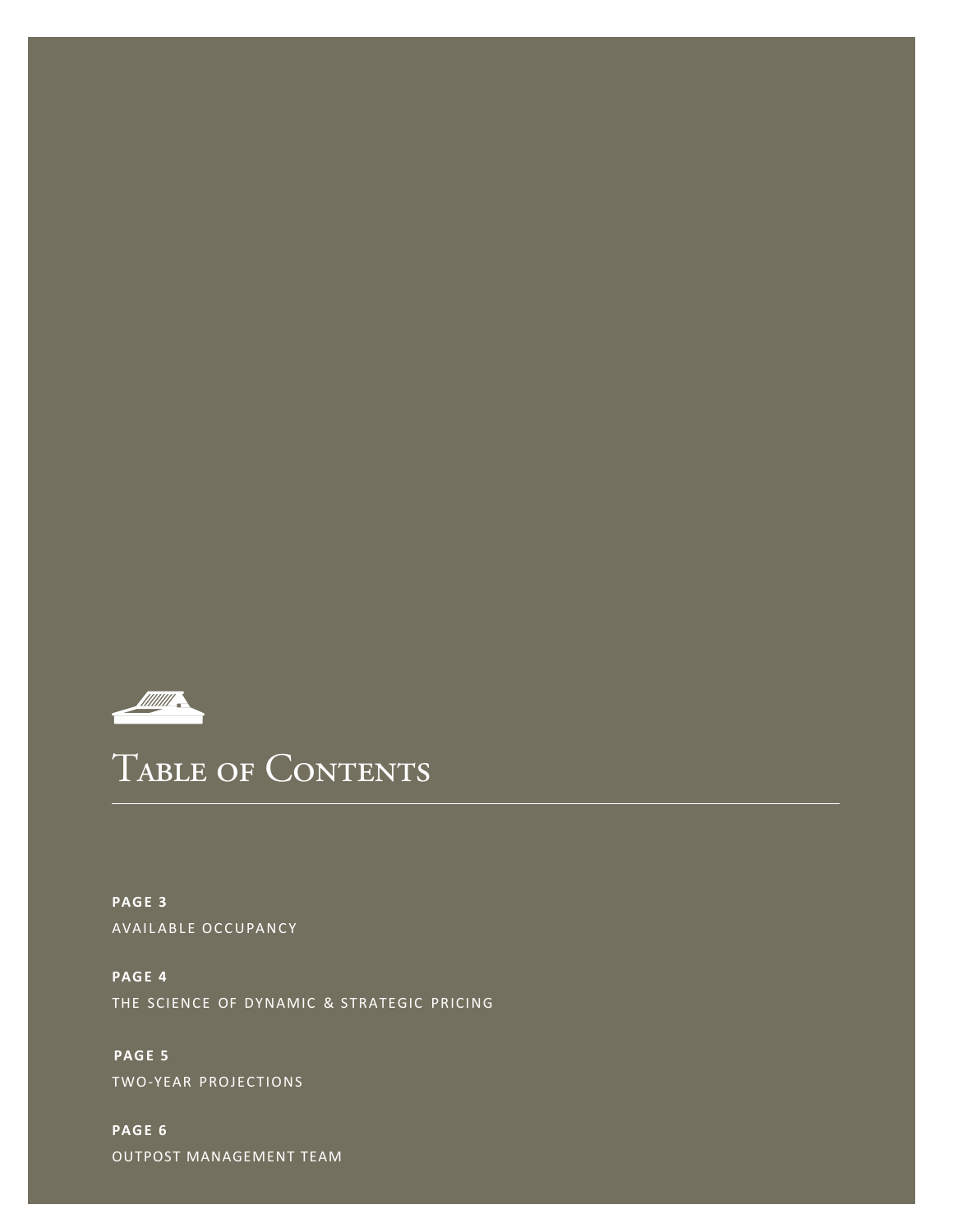# Table of Contents

**PAGE 3**
AVAILABLE OCCUPANCY

**PAGE 4**
THE SCIENCE OF DYNAMIC & STRATEGIC PRICING

**PAGE 5**
TWO-YEAR PROJECTIONS

**PAGE 6**
OUTPOST MANAGEMENT TEAM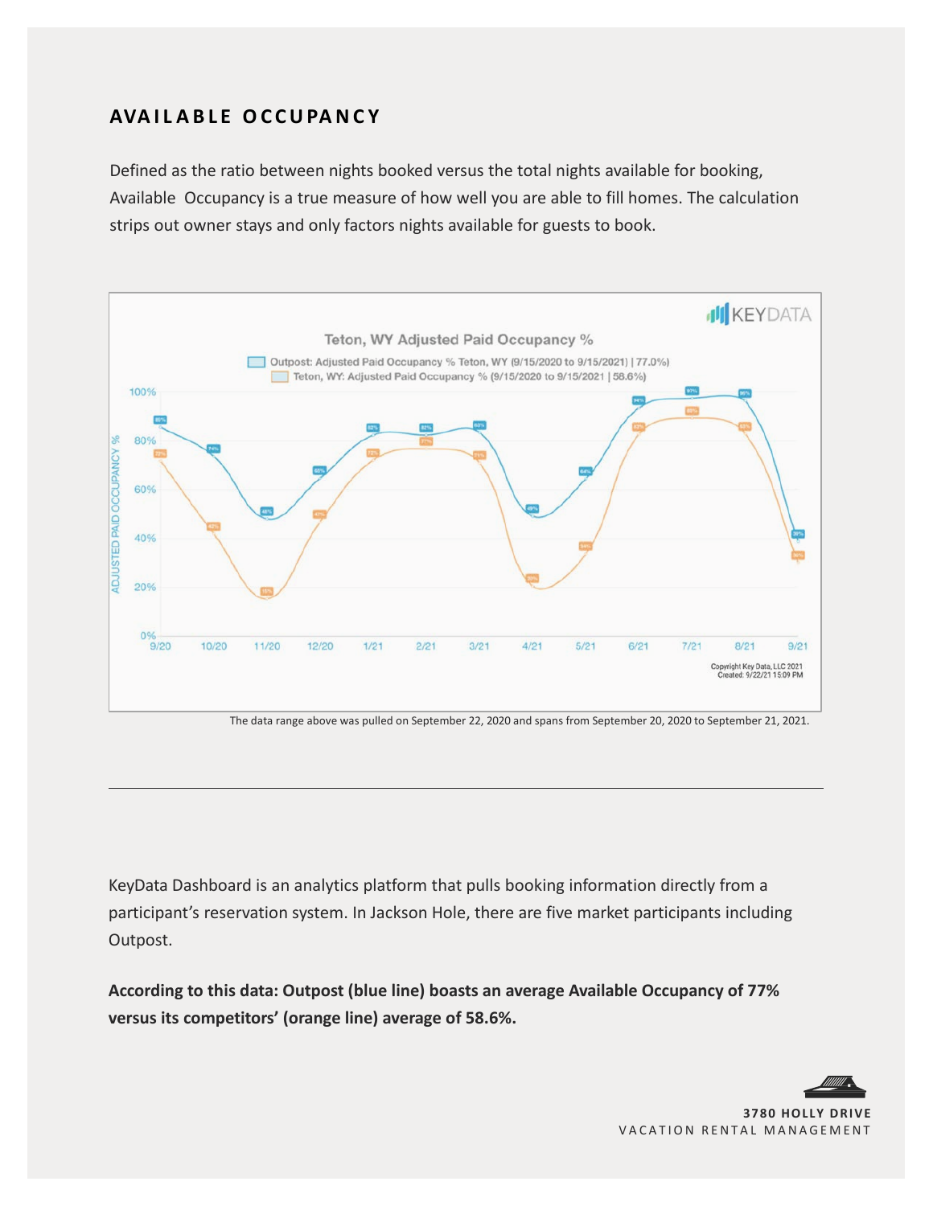## AVAILABLE OCCUPANCY

Defined as the ratio between nights booked versus the total nights available for booking, Available Occupancy is a true measure of how well you are able to fill homes. The calculation strips out owner stays and only factors nights available for guests to book.

The data range above was pulled on September 22, 2020 and spans from September 20, 2020 to September 21, 2021.

---

KeyData Dashboard is an analytics platform that pulls booking information directly from a participant's reservation system. In Jackson Hole, there are five market participants including Outpost.

**According to this data: Outpost (blue line) boasts an average Available Occupancy of 77% versus its competitors' (orange line) average of 58.6%.**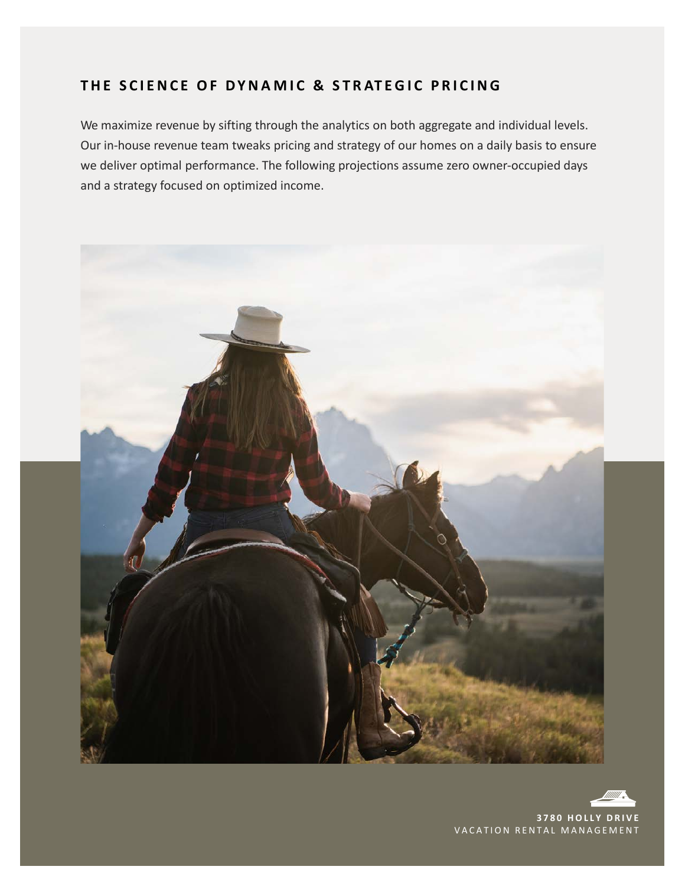## THE SCIENCE OF DYNAMIC & STRATEGIC PRICING

We maximize revenue by sifting through the analytics on both aggregate and individual levels. Our in-house revenue team tweaks pricing and strategy of our homes on a daily basis to ensure we deliver optimal performance. The following projections assume zero owner-occupied days and a strategy focused on optimized income.

**3780 HOLLY DRIVE**
VACATION RENTAL MANAGEMENT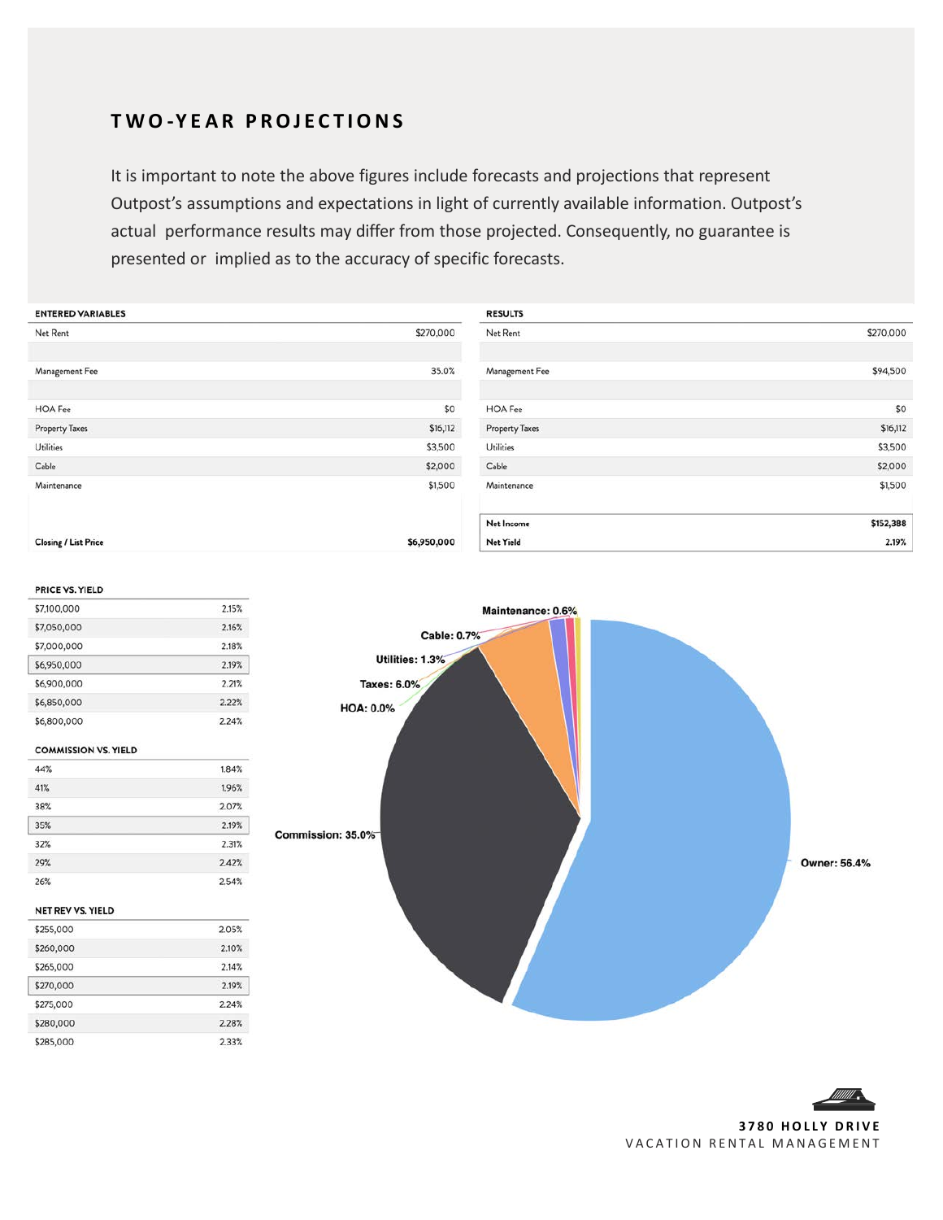## TWO-YEAR PROJECTIONS

It is important to note the above figures include forecasts and projections that represent Outpost's assumptions and expectations in light of currently available information. Outpost's actual performance results may differ from those projected. Consequently, no guarantee is presented or implied as to the accuracy of specific forecasts.

| ENTERED VARIABLES | |
|---|---|
| Net Rent | $270,000 |
| Management Fee | 35.0% |
| HOA Fee | $0 |
| Property Taxes | $16,112 |
| Utilities | $3,500 |
| Cable | $2,000 |
| Maintenance | $1,500 |
| **Closing / List Price** | **$6,950,000** |

| RESULTS | |
|---|---|
| Net Rent | $270,000 |
| Management Fee | $94,500 |
| HOA Fee | $0 |
| Property Taxes | $16,112 |
| Utilities | $3,500 |
| Cable | $2,000 |
| Maintenance | $1,500 |
| **Net Income** | **$152,388** |
| **Net Yield** | **2.19%** |

| PRICE VS. YIELD | |
|---|---|
| $7,100,000 | 2.15% |
| $7,050,000 | 2.16% |
| $7,000,000 | 2.18% |
| $6,950,000 | 2.19% |
| $6,900,000 | 2.21% |
| $6,850,000 | 2.22% |
| $6,800,000 | 2.24% |

| COMMISSION VS. YIELD | |
|---|---|
| 44% | 1.84% |
| 41% | 1.96% |
| 38% | 2.07% |
| 35% | 2.19% |
| 32% | 2.31% |
| 29% | 2.42% |
| 26% | 2.54% |

| NET REV VS. YIELD | |
|---|---|
| $255,000 | 2.05% |
| $260,000 | 2.10% |
| $265,000 | 2.14% |
| $270,000 | 2.19% |
| $275,000 | 2.24% |
| $280,000 | 2.28% |
| $285,000 | 2.33% |

Maintenance: 0.6%
Cable: 0.7%
Utilities: 1.3%
Taxes: 6.0%
HOA: 0.0%
Commission: 35.0%
Owner: 56.4%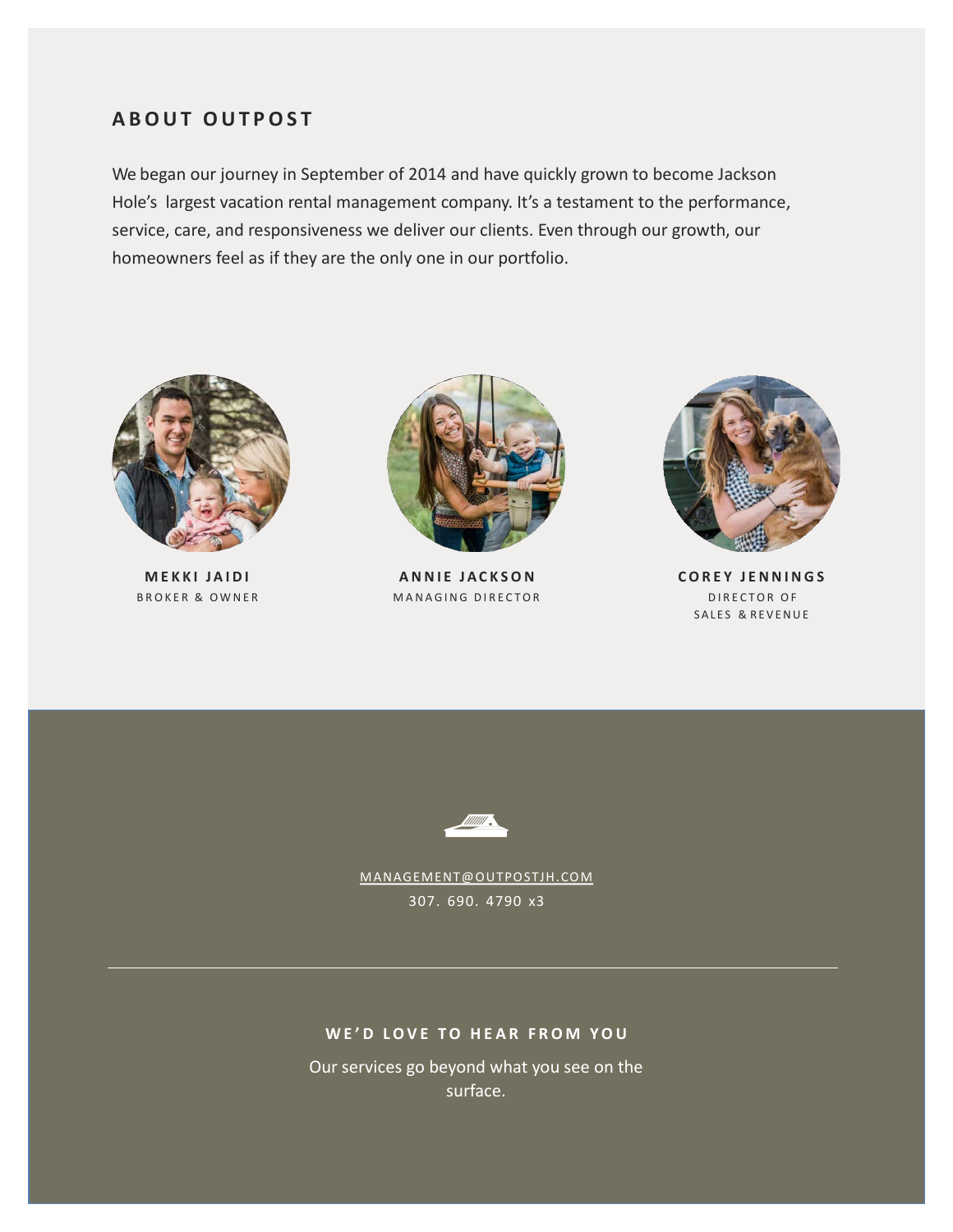## ABOUT OUTPOST

We began our journey in September of 2014 and have quickly grown to become Jackson Hole's largest vacation rental management company. It's a testament to the performance, service, care, and responsiveness we deliver our clients. Even through our growth, our homeowners feel as if they are the only one in our portfolio.

**MEKKI JAIDI**
BROKER & OWNER

**ANNIE JACKSON**
MANAGING DIRECTOR

**COREY JENNINGS**
DIRECTOR OF SALES & REVENUE

MANAGEMENT@OUTPOSTJH.COM
307. 690. 4790 x3

---

**WE'D LOVE TO HEAR FROM YOU**

Our services go beyond what you see on the surface.